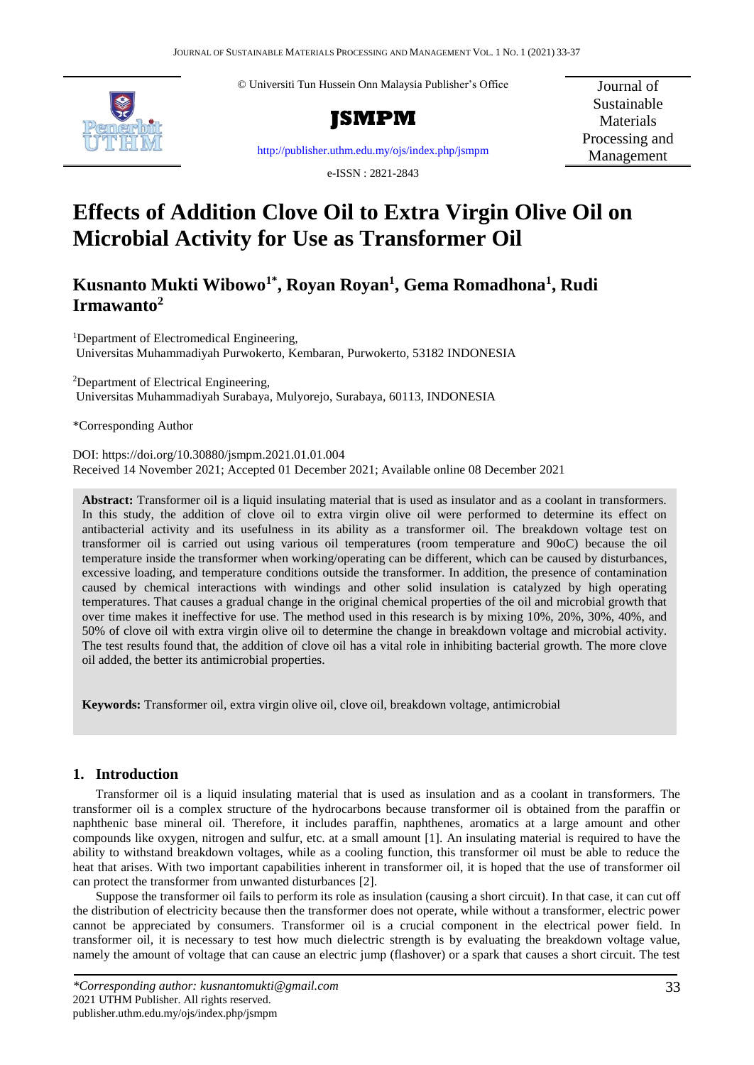© Universiti Tun Hussein Onn Malaysia Publisher's Office

**JSMPM**

http://publisher.uthm.edu.my/ojs/index.php/jsmpm

e-ISSN : 2821-2843

Journal of Sustainable Materials Processing and Management

# Effects of Addition Clove Oil to Extra Virgin Olive Oil on Microbial Activity for Use as Transformer Oil

**Kusnanto Mukti Wibowo[1*], Royan Royan[1], Gema Romadhona[1], Rudi Irmawanto[2]**

[1]Department of Electromedical Engineering, Universitas Muhammadiyah Purwokerto, Kembaran, Purwokerto, 53182 INDONESIA

[2]Department of Electrical Engineering, Universitas Muhammadiyah Surabaya, Mulyorejo, Surabaya, 60113, INDONESIA

*Corresponding Author

DOI: https://doi.org/10.30880/jsmpm.2021.01.01.004
Received 14 November 2021; Accepted 01 December 2021; Available online 08 December 2021

**Abstract:** Transformer oil is a liquid insulating material that is used as insulator and as a coolant in transformers. In this study, the addition of clove oil to extra virgin olive oil were performed to determine its effect on antibacterial activity and its usefulness in its ability as a transformer oil. The breakdown voltage test on transformer oil is carried out using various oil temperatures (room temperature and 90oC) because the oil temperature inside the transformer when working/operating can be different, which can be caused by disturbances, excessive loading, and temperature conditions outside the transformer. In addition, the presence of contamination caused by chemical interactions with windings and other solid insulation is catalyzed by high operating temperatures. That causes a gradual change in the original chemical properties of the oil and microbial growth that over time makes it ineffective for use. The method used in this research is by mixing 10%, 20%, 30%, 40%, and 50% of clove oil with extra virgin olive oil to determine the change in breakdown voltage and microbial activity. The test results found that, the addition of clove oil has a vital role in inhibiting bacterial growth. The more clove oil added, the better its antimicrobial properties.

**Keywords:** Transformer oil, extra virgin olive oil, clove oil, breakdown voltage, antimicrobial

## 1. Introduction

Transformer oil is a liquid insulating material that is used as insulation and as a coolant in transformers. The transformer oil is a complex structure of the hydrocarbons because transformer oil is obtained from the paraffin or naphthenic base mineral oil. Therefore, it includes paraffin, naphthenes, aromatics at a large amount and other compounds like oxygen, nitrogen and sulfur, etc. at a small amount [1]. An insulating material is required to have the ability to withstand breakdown voltages, while as a cooling function, this transformer oil must be able to reduce the heat that arises. With two important capabilities inherent in transformer oil, it is hoped that the use of transformer oil can protect the transformer from unwanted disturbances [2].

Suppose the transformer oil fails to perform its role as insulation (causing a short circuit). In that case, it can cut off the distribution of electricity because then the transformer does not operate, while without a transformer, electric power cannot be appreciated by consumers. Transformer oil is a crucial component in the electrical power field. In transformer oil, it is necessary to test how much dielectric strength is by evaluating the breakdown voltage value, namely the amount of voltage that can cause an electric jump (flashover) or a spark that causes a short circuit. The test

*Corresponding author: kusnantomukti@gmail.com
2021 UTHM Publisher. All rights reserved.
publisher.uthm.edu.my/ojs/index.php/jsmpm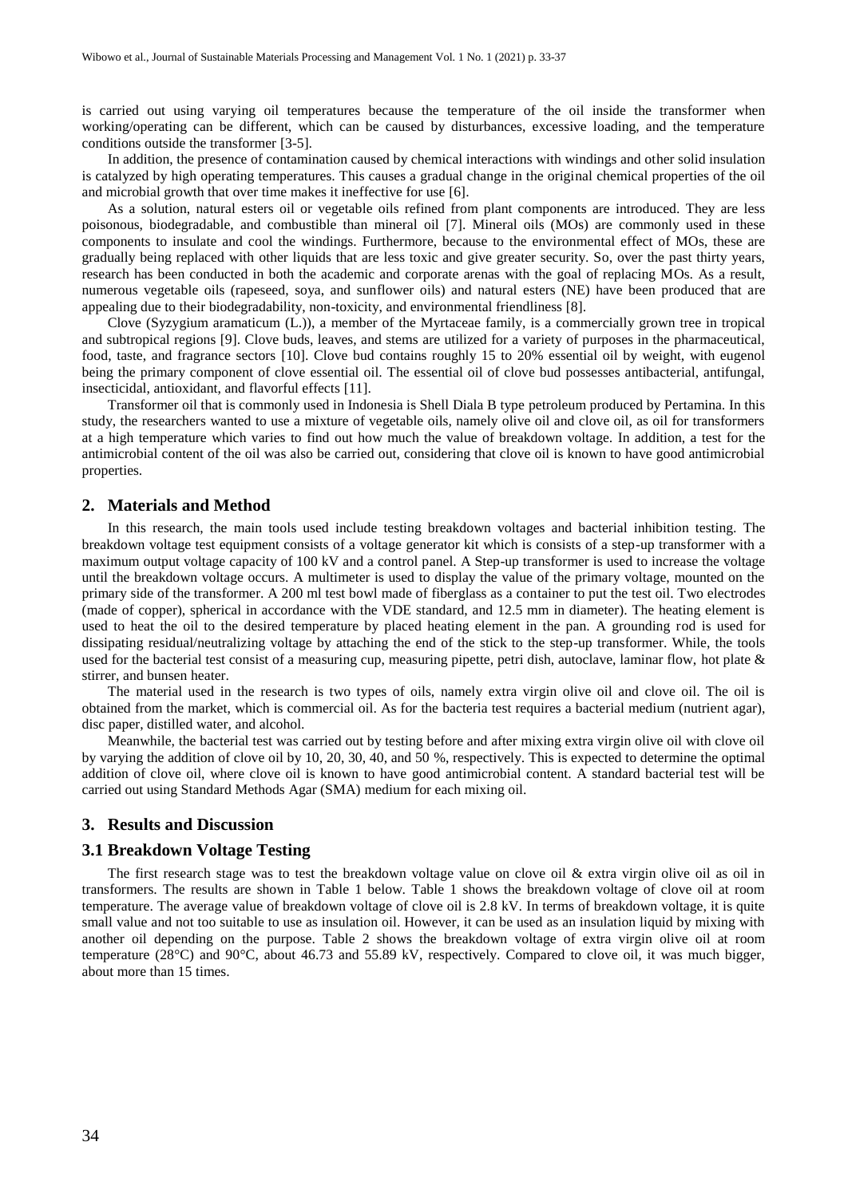is carried out using varying oil temperatures because the temperature of the oil inside the transformer when working/operating can be different, which can be caused by disturbances, excessive loading, and the temperature conditions outside the transformer [3-5].

In addition, the presence of contamination caused by chemical interactions with windings and other solid insulation is catalyzed by high operating temperatures. This causes a gradual change in the original chemical properties of the oil and microbial growth that over time makes it ineffective for use [6].

As a solution, natural esters oil or vegetable oils refined from plant components are introduced. They are less poisonous, biodegradable, and combustible than mineral oil [7]. Mineral oils (MOs) are commonly used in these components to insulate and cool the windings. Furthermore, because to the environmental effect of MOs, these are gradually being replaced with other liquids that are less toxic and give greater security. So, over the past thirty years, research has been conducted in both the academic and corporate arenas with the goal of replacing MOs. As a result, numerous vegetable oils (rapeseed, soya, and sunflower oils) and natural esters (NE) have been produced that are appealing due to their biodegradability, non-toxicity, and environmental friendliness [8].

Clove (Syzygium aramaticum (L.)), a member of the Myrtaceae family, is a commercially grown tree in tropical and subtropical regions [9]. Clove buds, leaves, and stems are utilized for a variety of purposes in the pharmaceutical, food, taste, and fragrance sectors [10]. Clove bud contains roughly 15 to 20% essential oil by weight, with eugenol being the primary component of clove essential oil. The essential oil of clove bud possesses antibacterial, antifungal, insecticidal, antioxidant, and flavorful effects [11].

Transformer oil that is commonly used in Indonesia is Shell Diala B type petroleum produced by Pertamina. In this study, the researchers wanted to use a mixture of vegetable oils, namely olive oil and clove oil, as oil for transformers at a high temperature which varies to find out how much the value of breakdown voltage. In addition, a test for the antimicrobial content of the oil was also be carried out, considering that clove oil is known to have good antimicrobial properties.

## 2. Materials and Method

In this research, the main tools used include testing breakdown voltages and bacterial inhibition testing. The breakdown voltage test equipment consists of a voltage generator kit which is consists of a step-up transformer with a maximum output voltage capacity of 100 kV and a control panel. A Step-up transformer is used to increase the voltage until the breakdown voltage occurs. A multimeter is used to display the value of the primary voltage, mounted on the primary side of the transformer. A 200 ml test bowl made of fiberglass as a container to put the test oil. Two electrodes (made of copper), spherical in accordance with the VDE standard, and 12.5 mm in diameter). The heating element is used to heat the oil to the desired temperature by placed heating element in the pan. A grounding rod is used for dissipating residual/neutralizing voltage by attaching the end of the stick to the step-up transformer. While, the tools used for the bacterial test consist of a measuring cup, measuring pipette, petri dish, autoclave, laminar flow, hot plate & stirrer, and bunsen heater.

The material used in the research is two types of oils, namely extra virgin olive oil and clove oil. The oil is obtained from the market, which is commercial oil. As for the bacteria test requires a bacterial medium (nutrient agar), disc paper, distilled water, and alcohol.

Meanwhile, the bacterial test was carried out by testing before and after mixing extra virgin olive oil with clove oil by varying the addition of clove oil by 10, 20, 30, 40, and 50 %, respectively. This is expected to determine the optimal addition of clove oil, where clove oil is known to have good antimicrobial content. A standard bacterial test will be carried out using Standard Methods Agar (SMA) medium for each mixing oil.

## 3. Results and Discussion

### 3.1 Breakdown Voltage Testing

The first research stage was to test the breakdown voltage value on clove oil & extra virgin olive oil as oil in transformers. The results are shown in Table 1 below. Table 1 shows the breakdown voltage of clove oil at room temperature. The average value of breakdown voltage of clove oil is 2.8 kV. In terms of breakdown voltage, it is quite small value and not too suitable to use as insulation oil. However, it can be used as an insulation liquid by mixing with another oil depending on the purpose. Table 2 shows the breakdown voltage of extra virgin olive oil at room temperature (28°C) and 90°C, about 46.73 and 55.89 kV, respectively. Compared to clove oil, it was much bigger, about more than 15 times.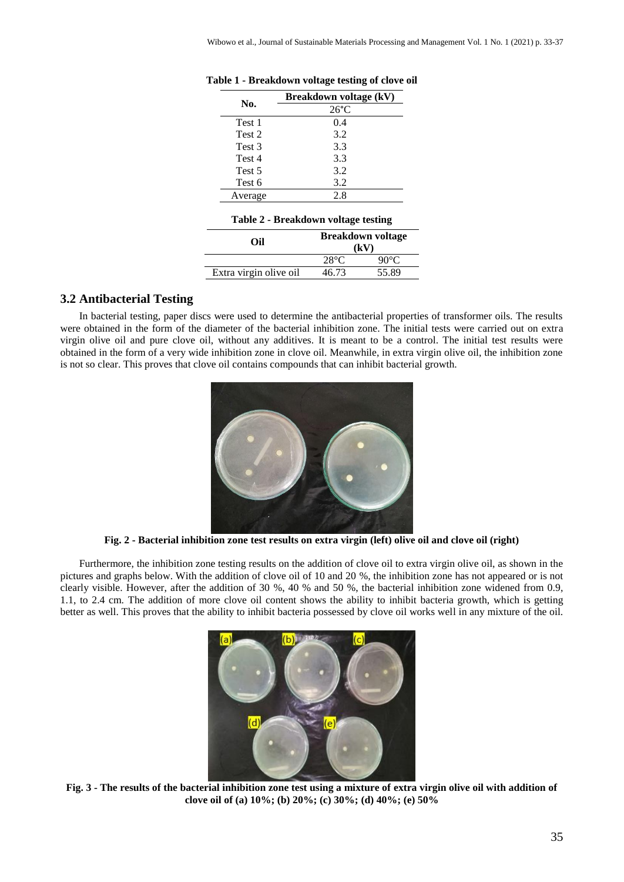**Table 1 - Breakdown voltage testing of clove oil**

| No. | Breakdown voltage (kV) |
| --- | --- |
| | 26°C |
| Test 1 | 0.4 |
| Test 2 | 3.2 |
| Test 3 | 3.3 |
| Test 4 | 3.3 |
| Test 5 | 3.2 |
| Test 6 | 3.2 |
| Average | 2.8 |

**Table 2 - Breakdown voltage testing**

| Oil | Breakdown voltage (kV) | |
| --- | --- | --- |
| | 28°C | 90°C |
| Extra virgin olive oil | 46.73 | 55.89 |

## 3.2 Antibacterial Testing

In bacterial testing, paper discs were used to determine the antibacterial properties of transformer oils. The results were obtained in the form of the diameter of the bacterial inhibition zone. The initial tests were carried out on extra virgin olive oil and pure clove oil, without any additives. It is meant to be a control. The initial test results were obtained in the form of a very wide inhibition zone in clove oil. Meanwhile, in extra virgin olive oil, the inhibition zone is not so clear. This proves that clove oil contains compounds that can inhibit bacterial growth.

**Fig. 2 - Bacterial inhibition zone test results on extra virgin (left) olive oil and clove oil (right)**

Furthermore, the inhibition zone testing results on the addition of clove oil to extra virgin olive oil, as shown in the pictures and graphs below. With the addition of clove oil of 10 and 20 %, the inhibition zone has not appeared or is not clearly visible. However, after the addition of 30 %, 40 % and 50 %, the bacterial inhibition zone widened from 0.9, 1.1, to 2.4 cm. The addition of more clove oil content shows the ability to inhibit bacteria growth, which is getting better as well. This proves that the ability to inhibit bacteria possessed by clove oil works well in any mixture of the oil.

**Fig. 3 - The results of the bacterial inhibition zone test using a mixture of extra virgin olive oil with addition of clove oil of (a) 10%; (b) 20%; (c) 30%; (d) 40%; (e) 50%**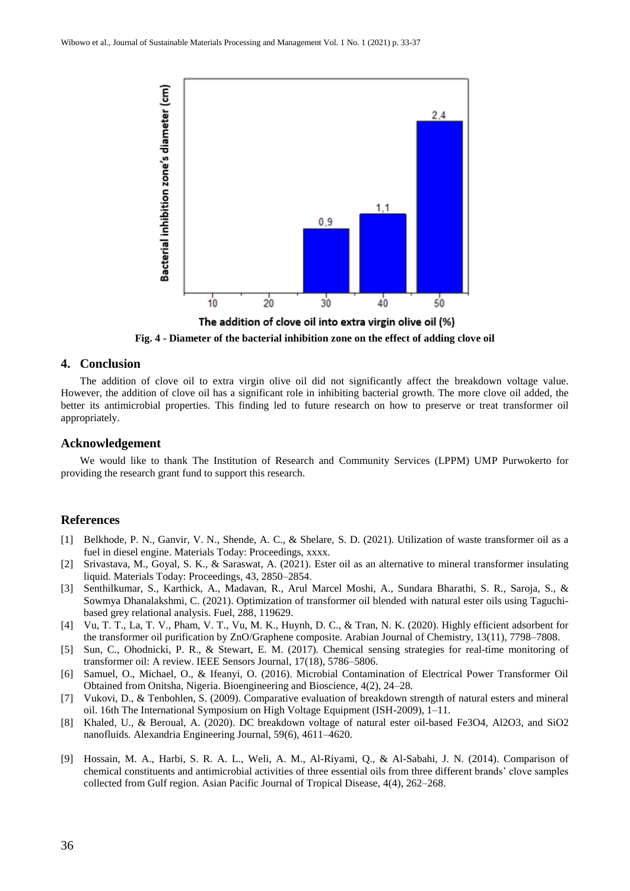Fig. 4 - Diameter of the bacterial inhibition zone on the effect of adding clove oil

## 4. Conclusion

The addition of clove oil to extra virgin olive oil did not significantly affect the breakdown voltage value. However, the addition of clove oil has a significant role in inhibiting bacterial growth. The more clove oil added, the better its antimicrobial properties. This finding led to future research on how to preserve or treat transformer oil appropriately.

## Acknowledgement

We would like to thank The Institution of Research and Community Services (LPPM) UMP Purwokerto for providing the research grant fund to support this research.

## References

[1] Belkhode, P. N., Ganvir, V. N., Shende, A. C., & Shelare, S. D. (2021). Utilization of waste transformer oil as a fuel in diesel engine. Materials Today: Proceedings, xxxx.

[2] Srivastava, M., Goyal, S. K., & Saraswat, A. (2021). Ester oil as an alternative to mineral transformer insulating liquid. Materials Today: Proceedings, 43, 2850–2854.

[3] Senthilkumar, S., Karthick, A., Madavan, R., Arul Marcel Moshi, A., Sundara Bharathi, S. R., Saroja, S., & Sowmya Dhanalakshmi, C. (2021). Optimization of transformer oil blended with natural ester oils using Taguchi-based grey relational analysis. Fuel, 288, 119629.

[4] Vu, T. T., La, T. V., Pham, V. T., Vu, M. K., Huynh, D. C., & Tran, N. K. (2020). Highly efficient adsorbent for the transformer oil purification by ZnO/Graphene composite. Arabian Journal of Chemistry, 13(11), 7798–7808.

[5] Sun, C., Ohodnicki, P. R., & Stewart, E. M. (2017). Chemical sensing strategies for real-time monitoring of transformer oil: A review. IEEE Sensors Journal, 17(18), 5786–5806.

[6] Samuel, O., Michael, O., & Ifeanyi, O. (2016). Microbial Contamination of Electrical Power Transformer Oil Obtained from Onitsha, Nigeria. Bioengineering and Bioscience, 4(2), 24–28.

[7] Vukovi, D., & Tenbohlen, S. (2009). Comparative evaluation of breakdown strength of natural esters and mineral oil. 16th The International Symposium on High Voltage Equipment (ISH-2009), 1–11.

[8] Khaled, U., & Beroual, A. (2020). DC breakdown voltage of natural ester oil-based $Fe_3O_4$, $Al_2O_3$, and $SiO_2$ nanofluids. Alexandria Engineering Journal, 59(6), 4611–4620.

[9] Hossain, M. A., Harbi, S. R. A. L., Weli, A. M., Al-Riyami, Q., & Al-Sabahi, J. N. (2014). Comparison of chemical constituents and antimicrobial activities of three essential oils from three different brands' clove samples collected from Gulf region. Asian Pacific Journal of Tropical Disease, 4(4), 262–268.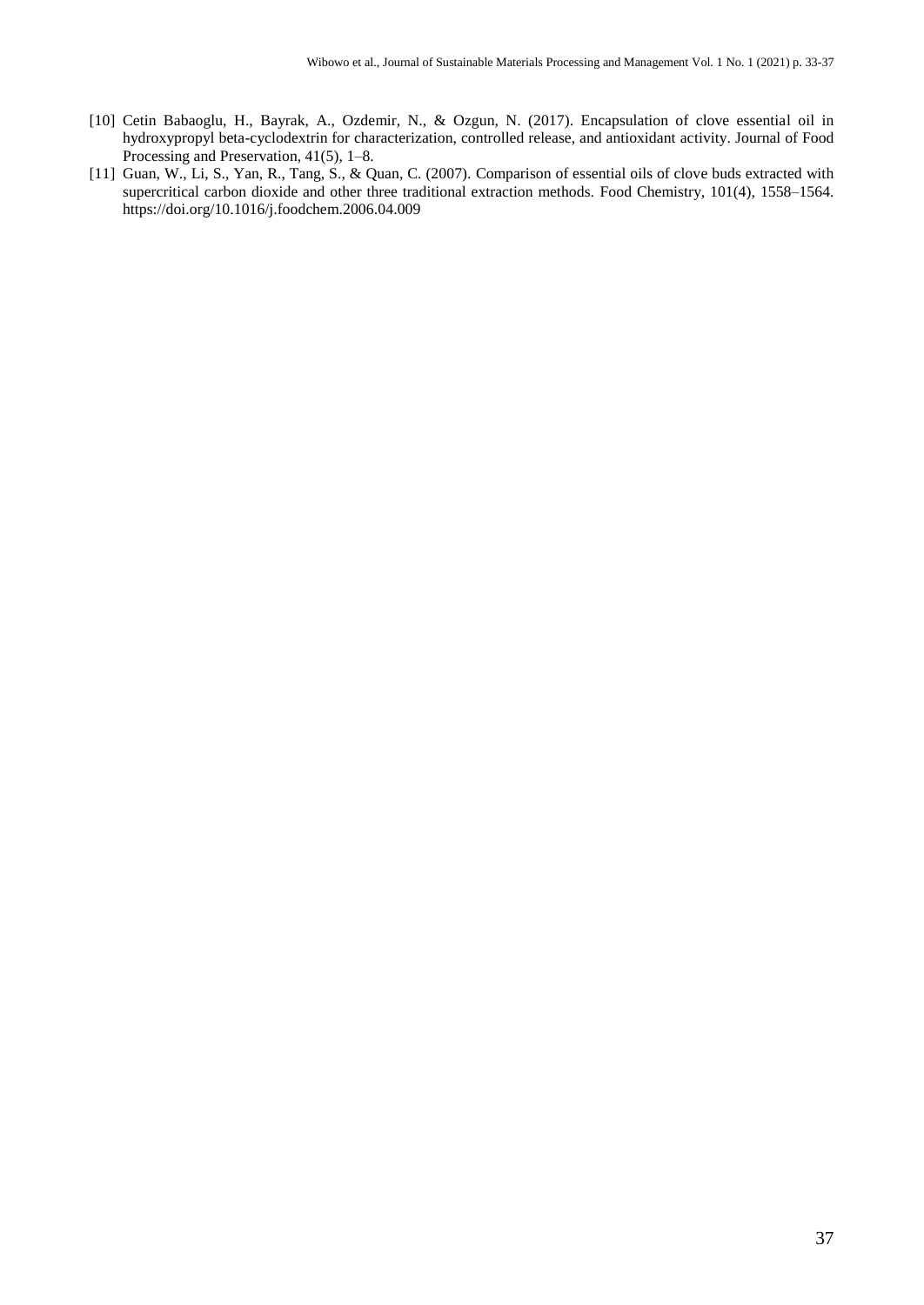[10] Cetin Babaoglu, H., Bayrak, A., Ozdemir, N., & Ozgun, N. (2017). Encapsulation of clove essential oil in hydroxypropyl beta-cyclodextrin for characterization, controlled release, and antioxidant activity. Journal of Food Processing and Preservation, 41(5), 1–8.

[11] Guan, W., Li, S., Yan, R., Tang, S., & Quan, C. (2007). Comparison of essential oils of clove buds extracted with supercritical carbon dioxide and other three traditional extraction methods. Food Chemistry, 101(4), 1558–1564. https://doi.org/10.1016/j.foodchem.2006.04.009